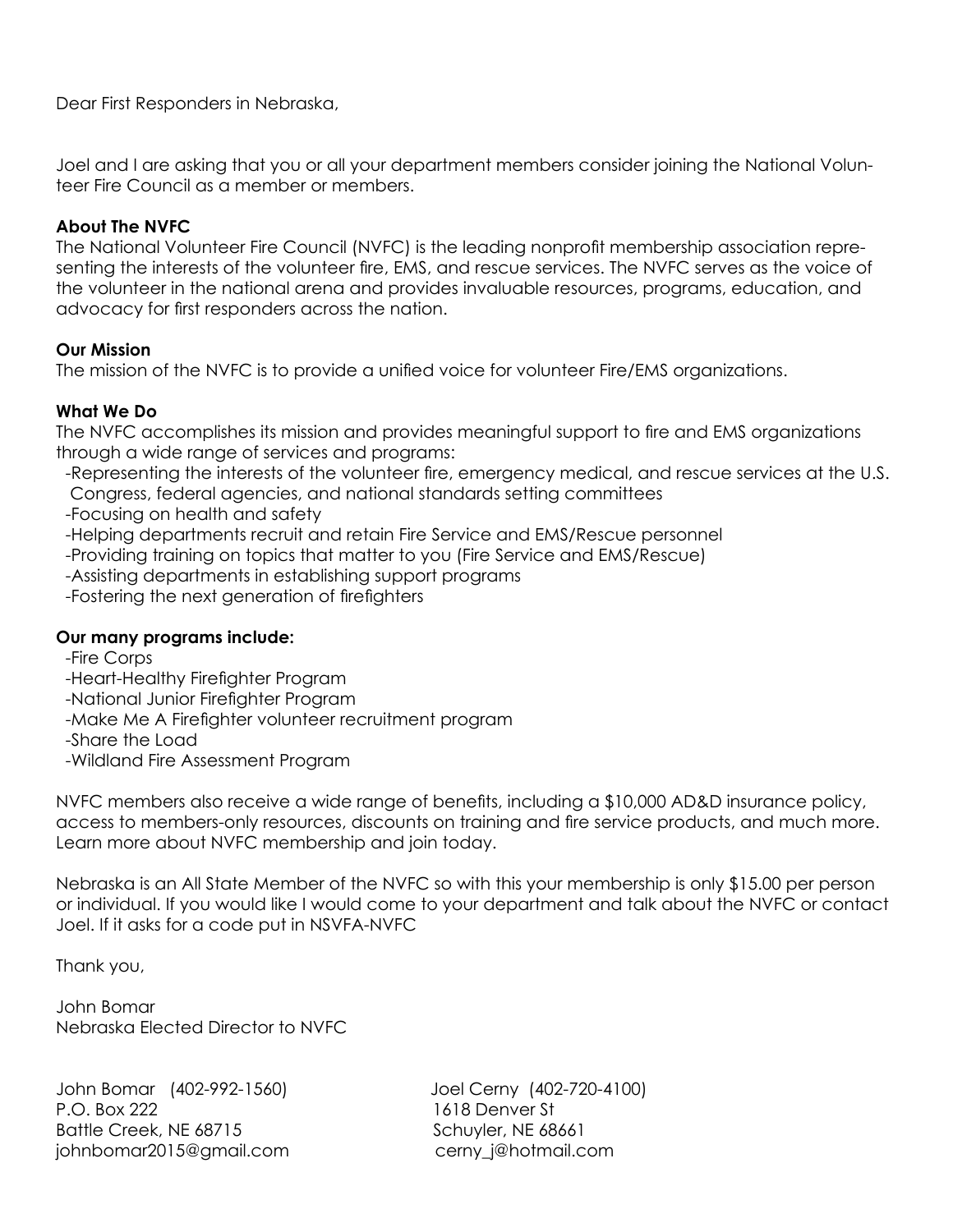Dear First Responders in Nebraska,

Joel and I are asking that you or all your department members consider joining the National Volunteer Fire Council as a member or members.

**About The NVFC**

The National Volunteer Fire Council (NVFC) is the leading nonprofit membership association representing the interests of the volunteer fire, EMS, and rescue services. The NVFC serves as the voice of the volunteer in the national arena and provides invaluable resources, programs, education, and advocacy for first responders across the nation.

**Our Mission**

The mission of the NVFC is to provide a unified voice for volunteer Fire/EMS organizations.

**What We Do**

The NVFC accomplishes its mission and provides meaningful support to fire and EMS organizations through a wide range of services and programs:

- Representing the interests of the volunteer fire, emergency medical, and rescue services at the U.S. Congress, federal agencies, and national standards setting committees
- Focusing on health and safety
- Helping departments recruit and retain Fire Service and EMS/Rescue personnel
- Providing training on topics that matter to you (Fire Service and EMS/Rescue)
- Assisting departments in establishing support programs
- Fostering the next generation of firefighters

**Our many programs include:**

- Fire Corps
- Heart-Healthy Firefighter Program
- National Junior Firefighter Program
- Make Me A Firefighter volunteer recruitment program
- Share the Load
- Wildland Fire Assessment Program

NVFC members also receive a wide range of benefits, including a $10,000 AD&D insurance policy, access to members-only resources, discounts on training and fire service products, and much more. Learn more about NVFC membership and join today.

Nebraska is an All State Member of the NVFC so with this your membership is only $15.00 per person or individual. If you would like I would come to your department and talk about the NVFC or contact Joel. If it asks for a code put in NSVFA-NVFC

Thank you,

John Bomar
Nebraska Elected Director to NVFC

John Bomar (402-992-1560)
P.O. Box 222
Battle Creek, NE 68715
johnbomar2015@gmail.com

Joel Cerny (402-720-4100)
1618 Denver St
Schuyler, NE 68661
cerny_j@hotmail.com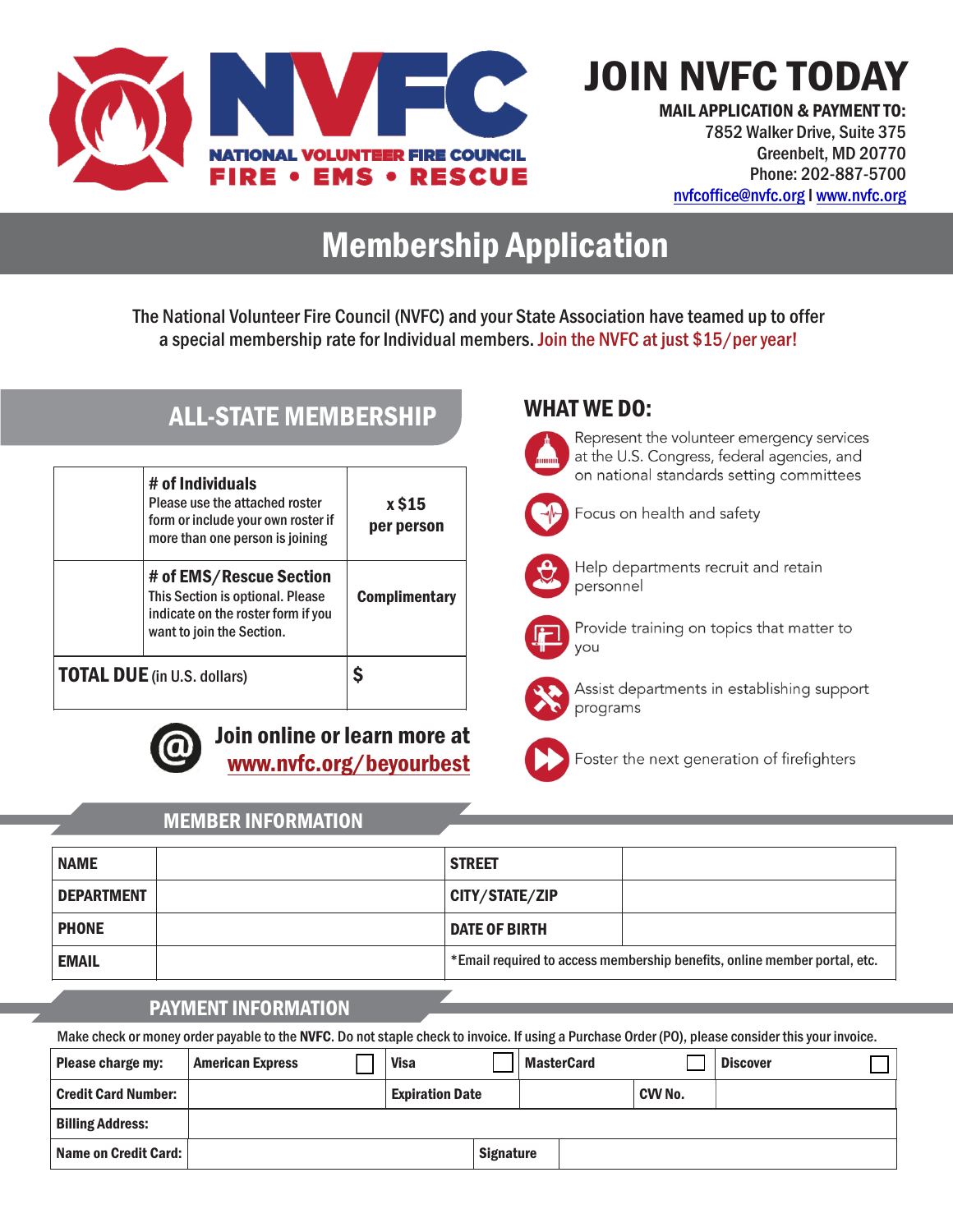NATIONAL VOLUNTEER FIRE COUNCIL
FIRE • EMS • RESCUE

# JOIN NVFC TODAY

**MAIL APPLICATION & PAYMENT TO:**
7852 Walker Drive, Suite 375
Greenbelt, MD 20770
Phone: 202-887-5700
nvfcoffice@nvfc.org I www.nvfc.org

# Membership Application

The National Volunteer Fire Council (NVFC) and your State Association have teamed up to offer a special membership rate for Individual members. Join the NVFC at just $15/per year!

## ALL-STATE MEMBERSHIP

| | | |
|---|---|---|
| | **# of Individuals** Please use the attached roster form or include your own roster if more than one person is joining | **x $15 per person** |
| | **# of EMS/Rescue Section** This Section is optional. Please indicate on the roster form if you want to join the Section. | **Complimentary** |
| **TOTAL DUE** (in U.S. dollars) | | **$** |

**Join online or learn more at www.nvfc.org/beyourbest**

## WHAT WE DO:

- Represent the volunteer emergency services at the U.S. Congress, federal agencies, and on national standards setting committees
- Focus on health and safety
- Help departments recruit and retain personnel
- Provide training on topics that matter to you
- Assist departments in establishing support programs
- Foster the next generation of firefighters

## MEMBER INFORMATION

| | | | |
|---|---|---|---|
| **NAME** | | **STREET** | |
| **DEPARTMENT** | | **CITY/STATE/ZIP** | |
| **PHONE** | | **DATE OF BIRTH** | |
| **EMAIL** | | *Email required to access membership benefits, online member portal, etc. | |

## PAYMENT INFORMATION

Make check or money order payable to the **NVFC**. Do not staple check to invoice. If using a Purchase Order (PO), please consider this your invoice.

| | | | | | | | |
|---|---|---|---|---|---|---|---|
| **Please charge my:** | **American Express** ☐ | **Visa** ☐ | | **MasterCard** ☐ | | **Discover** ☐ | |
| **Credit Card Number:** | | **Expiration Date** | | | **CVV No.** | | |
| **Billing Address:** | | | | | | | |
| **Name on Credit Card:** | | | **Signature** | | | | |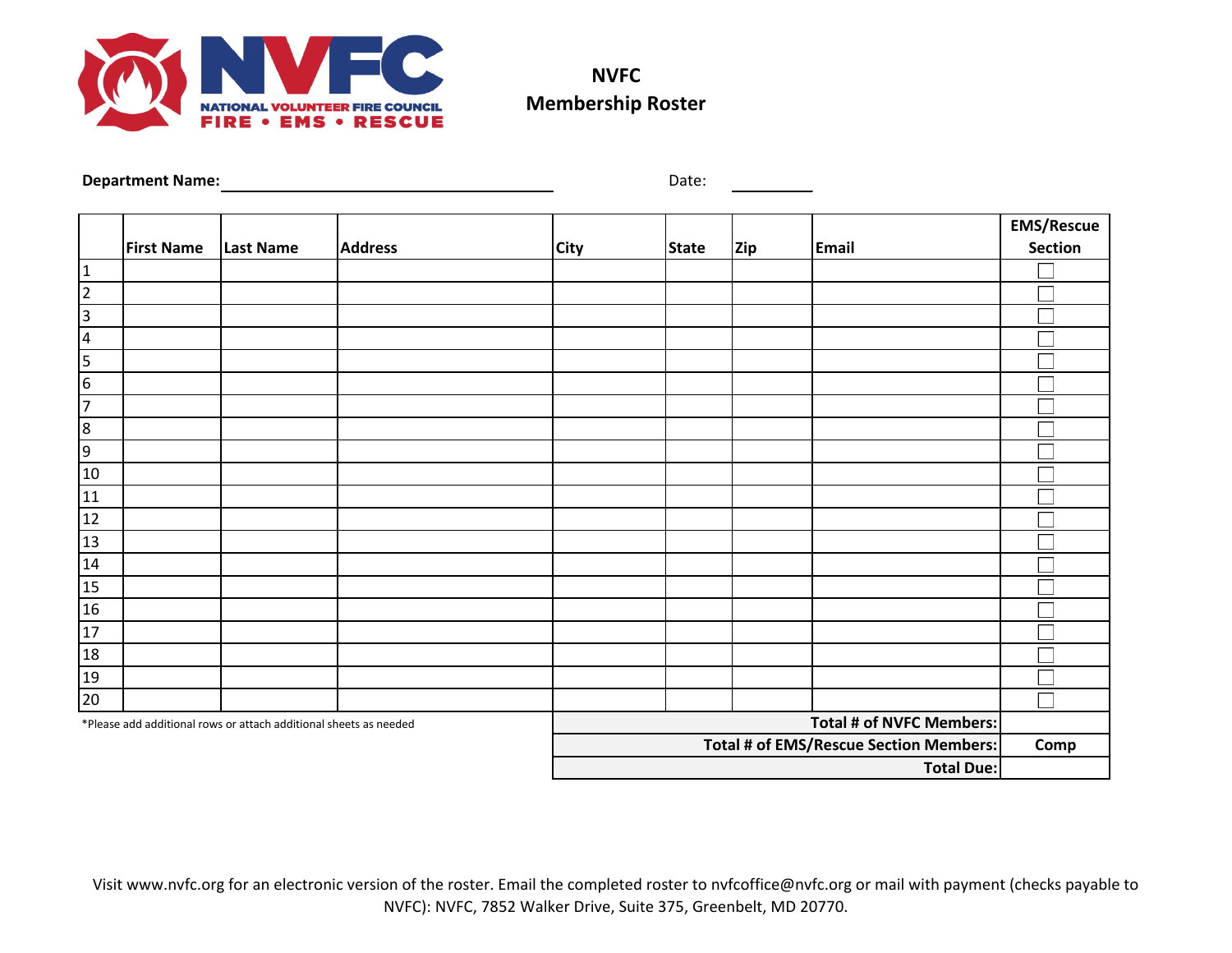# NVFC
## Membership Roster

**NATIONAL VOLUNTEER FIRE COUNCIL**
**FIRE • EMS • RESCUE**

**Department Name:** ______________________________ Date: __________

| | First Name | Last Name | Address | City | State | Zip | Email | EMS/Rescue Section |
|---|---|---|---|---|---|---|---|---|
| 1 | | | | | | | | ☐ |
| 2 | | | | | | | | ☐ |
| 3 | | | | | | | | ☐ |
| 4 | | | | | | | | ☐ |
| 5 | | | | | | | | ☐ |
| 6 | | | | | | | | ☐ |
| 7 | | | | | | | | ☐ |
| 8 | | | | | | | | ☐ |
| 9 | | | | | | | | ☐ |
| 10 | | | | | | | | ☐ |
| 11 | | | | | | | | ☐ |
| 12 | | | | | | | | ☐ |
| 13 | | | | | | | | ☐ |
| 14 | | | | | | | | ☐ |
| 15 | | | | | | | | ☐ |
| 16 | | | | | | | | ☐ |
| 17 | | | | | | | | ☐ |
| 18 | | | | | | | | ☐ |
| 19 | | | | | | | | ☐ |
| 20 | | | | | | | | ☐ |

*Please add additional rows or attach additional sheets as needed

| | |
|---|---|
| **Total # of NVFC Members:** | |
| **Total # of EMS/Rescue Section Members:** | **Comp** |
| **Total Due:** | |

Visit www.nvfc.org for an electronic version of the roster. Email the completed roster to nvfcoffice@nvfc.org or mail with payment (checks payable to NVFC): NVFC, 7852 Walker Drive, Suite 375, Greenbelt, MD 20770.